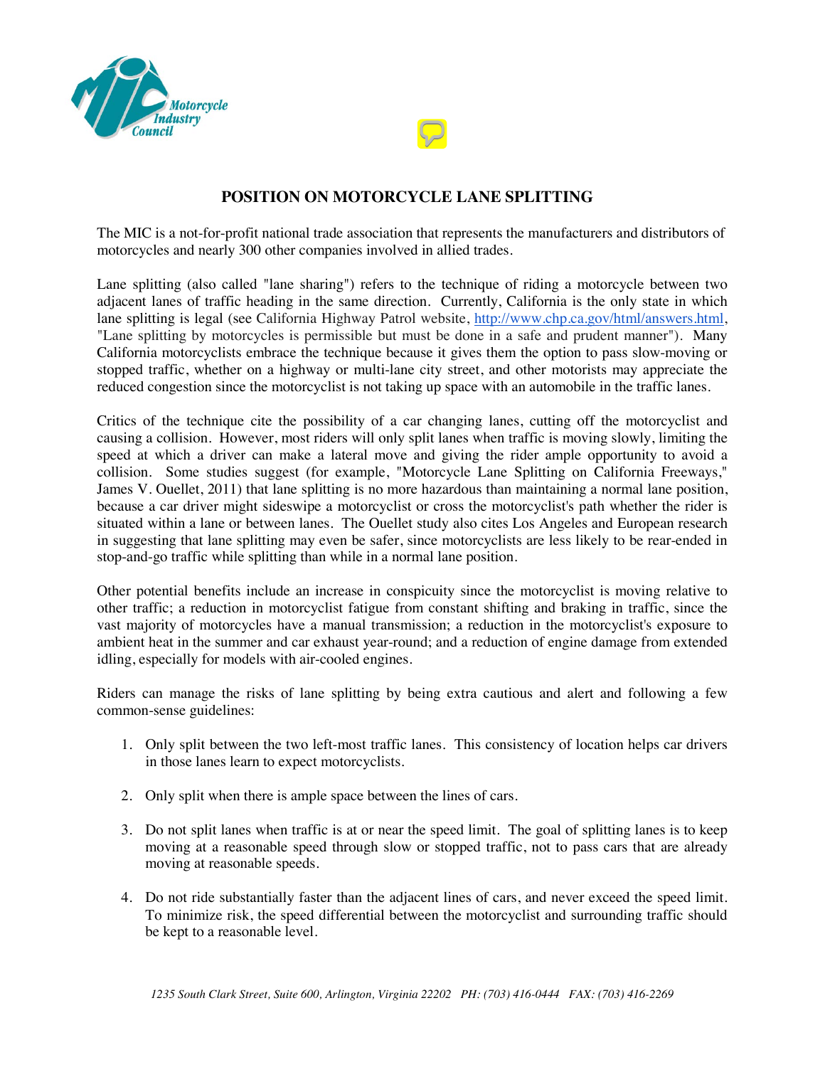# POSITION ON MOTORCYCLE LANE SPLITTING

The MIC is a not-for-profit national trade association that represents the manufacturers and distributors of motorcycles and nearly 300 other companies involved in allied trades.

Lane splitting (also called "lane sharing") refers to the technique of riding a motorcycle between two adjacent lanes of traffic heading in the same direction. Currently, California is the only state in which lane splitting is legal (see California Highway Patrol website, http://www.chp.ca.gov/html/answers.html, "Lane splitting by motorcycles is permissible but must be done in a safe and prudent manner"). Many California motorcyclists embrace the technique because it gives them the option to pass slow-moving or stopped traffic, whether on a highway or multi-lane city street, and other motorists may appreciate the reduced congestion since the motorcyclist is not taking up space with an automobile in the traffic lanes.

Critics of the technique cite the possibility of a car changing lanes, cutting off the motorcyclist and causing a collision. However, most riders will only split lanes when traffic is moving slowly, limiting the speed at which a driver can make a lateral move and giving the rider ample opportunity to avoid a collision. Some studies suggest (for example, "Motorcycle Lane Splitting on California Freeways," James V. Ouellet, 2011) that lane splitting is no more hazardous than maintaining a normal lane position, because a car driver might sideswipe a motorcyclist or cross the motorcyclist's path whether the rider is situated within a lane or between lanes. The Ouellet study also cites Los Angeles and European research in suggesting that lane splitting may even be safer, since motorcyclists are less likely to be rear-ended in stop-and-go traffic while splitting than while in a normal lane position.

Other potential benefits include an increase in conspicuity since the motorcyclist is moving relative to other traffic; a reduction in motorcyclist fatigue from constant shifting and braking in traffic, since the vast majority of motorcycles have a manual transmission; a reduction in the motorcyclist's exposure to ambient heat in the summer and car exhaust year-round; and a reduction of engine damage from extended idling, especially for models with air-cooled engines.

Riders can manage the risks of lane splitting by being extra cautious and alert and following a few common-sense guidelines:

1. Only split between the two left-most traffic lanes. This consistency of location helps car drivers in those lanes learn to expect motorcyclists.
2. Only split when there is ample space between the lines of cars.
3. Do not split lanes when traffic is at or near the speed limit. The goal of splitting lanes is to keep moving at a reasonable speed through slow or stopped traffic, not to pass cars that are already moving at reasonable speeds.
4. Do not ride substantially faster than the adjacent lines of cars, and never exceed the speed limit. To minimize risk, the speed differential between the motorcyclist and surrounding traffic should be kept to a reasonable level.

*1235 South Clark Street, Suite 600, Arlington, Virginia 22202 PH: (703) 416-0444 FAX: (703) 416-2269*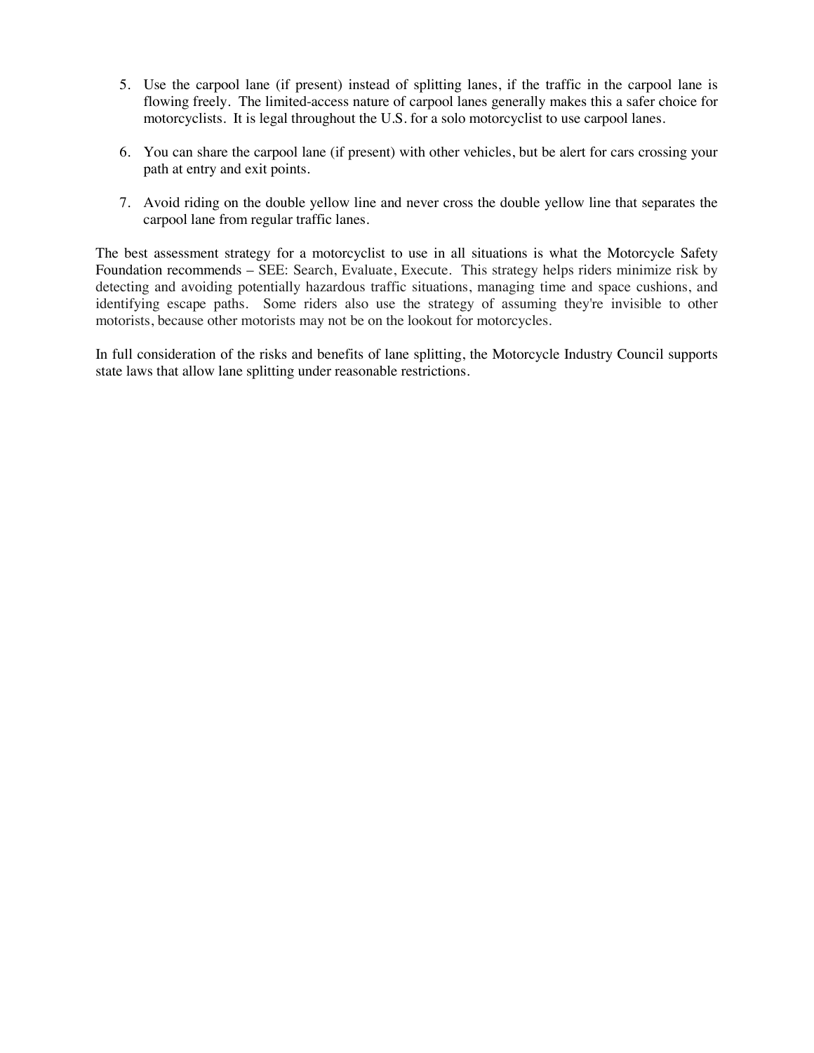5. Use the carpool lane (if present) instead of splitting lanes, if the traffic in the carpool lane is flowing freely. The limited-access nature of carpool lanes generally makes this a safer choice for motorcyclists. It is legal throughout the U.S. for a solo motorcyclist to use carpool lanes.

6. You can share the carpool lane (if present) with other vehicles, but be alert for cars crossing your path at entry and exit points.

7. Avoid riding on the double yellow line and never cross the double yellow line that separates the carpool lane from regular traffic lanes.

The best assessment strategy for a motorcyclist to use in all situations is what the Motorcycle Safety Foundation recommends – SEE: Search, Evaluate, Execute. This strategy helps riders minimize risk by detecting and avoiding potentially hazardous traffic situations, managing time and space cushions, and identifying escape paths. Some riders also use the strategy of assuming they're invisible to other motorists, because other motorists may not be on the lookout for motorcycles.

In full consideration of the risks and benefits of lane splitting, the Motorcycle Industry Council supports state laws that allow lane splitting under reasonable restrictions.